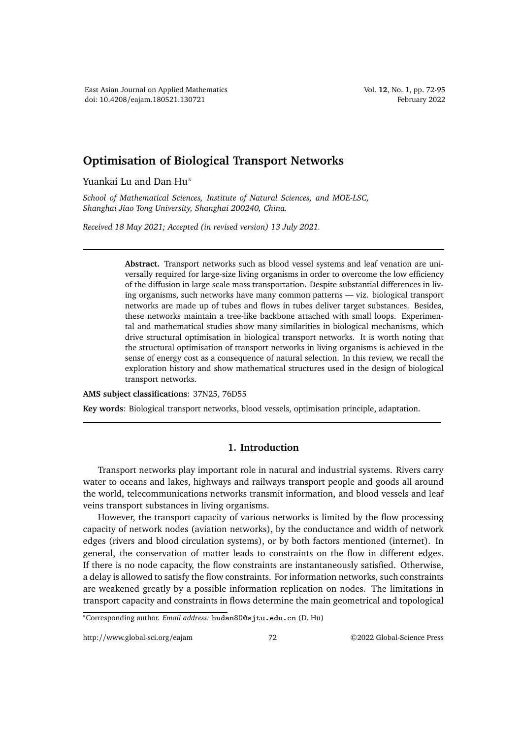# Optimisation of Biological Transport Networks

Yuankai Lu and Dan Hu*

*School of Mathematical Sciences, Institute of Natural Sciences, and MOE-LSC, Shanghai Jiao Tong University, Shanghai 200240, China.*

*Received 18 May 2021; Accepted (in revised version) 13 July 2021.*

---

**Abstract.** Transport networks such as blood vessel systems and leaf venation are universally required for large-size living organisms in order to overcome the low efficiency of the diffusion in large scale mass transportation. Despite substantial differences in living organisms, such networks have many common patterns — viz. biological transport networks are made up of tubes and flows in tubes deliver target substances. Besides, these networks maintain a tree-like backbone attached with small loops. Experimental and mathematical studies show many similarities in biological mechanisms, which drive structural optimisation in biological transport networks. It is worth noting that the structural optimisation of transport networks in living organisms is achieved in the sense of energy cost as a consequence of natural selection. In this review, we recall the exploration history and show mathematical structures used in the design of biological transport networks.

**AMS subject classifications**: 37N25, 76D55

**Key words**: Biological transport networks, blood vessels, optimisation principle, adaptation.

---

## 1. Introduction

Transport networks play important role in natural and industrial systems. Rivers carry water to oceans and lakes, highways and railways transport people and goods all around the world, telecommunications networks transmit information, and blood vessels and leaf veins transport substances in living organisms.

However, the transport capacity of various networks is limited by the flow processing capacity of network nodes (aviation networks), by the conductance and width of network edges (rivers and blood circulation systems), or by both factors mentioned (internet). In general, the conservation of matter leads to constraints on the flow in different edges. If there is no node capacity, the flow constraints are instantaneously satisfied. Otherwise, a delay is allowed to satisfy the flow constraints. For information networks, such constraints are weakened greatly by a possible information replication on nodes. The limitations in transport capacity and constraints in flows determine the main geometrical and topological

*Corresponding author. *Email address:* hudan80@sjtu.edu.cn (D. Hu)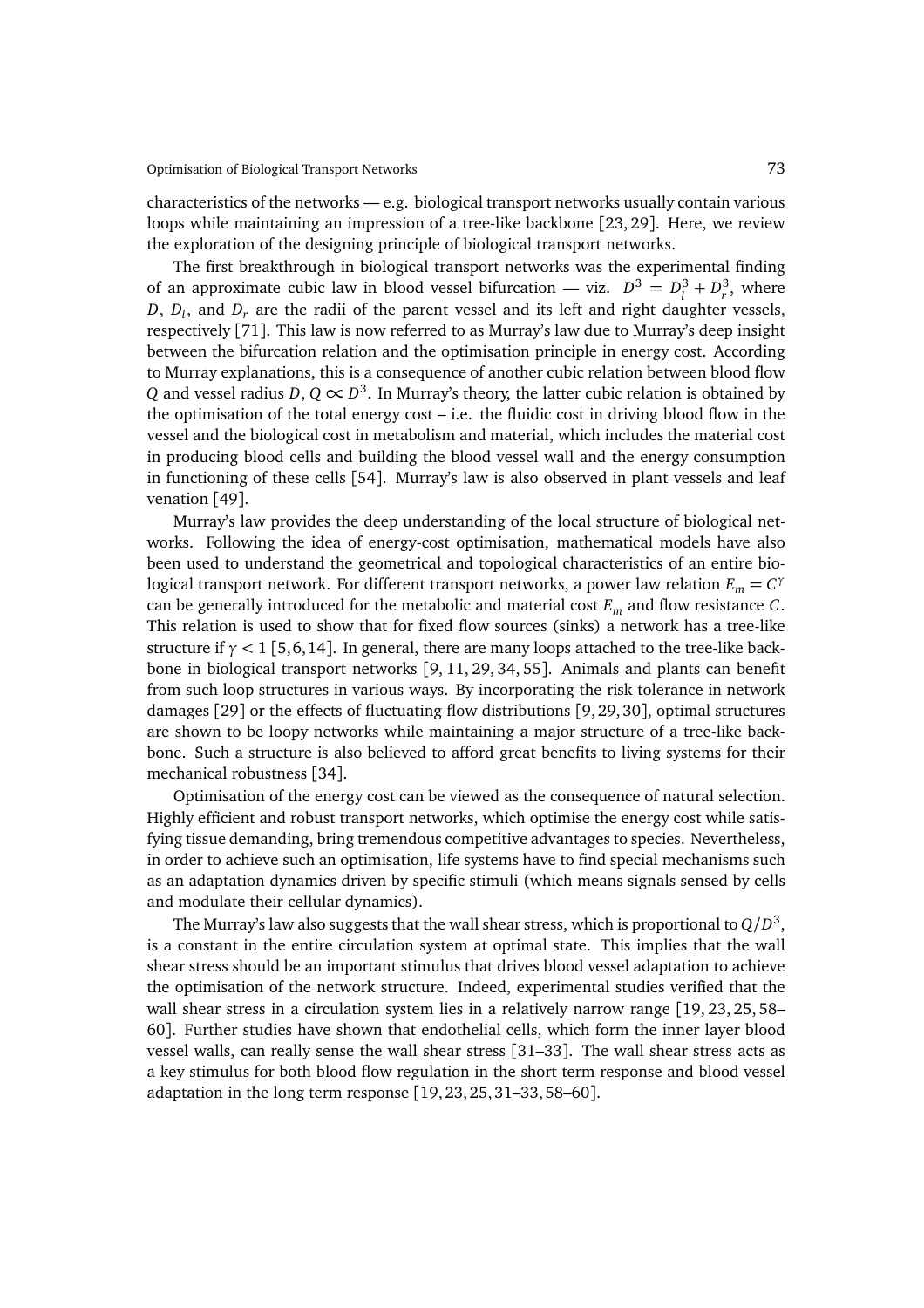characteristics of the networks — e.g. biological transport networks usually contain various loops while maintaining an impression of a tree-like backbone [23, 29]. Here, we review the exploration of the designing principle of biological transport networks.

The first breakthrough in biological transport networks was the experimental finding of an approximate cubic law in blood vessel bifurcation — viz. $D^3 = D_l^3 + D_r^3$, where $D$, $D_l$, and $D_r$ are the radii of the parent vessel and its left and right daughter vessels, respectively [71]. This law is now referred to as Murray's law due to Murray's deep insight between the bifurcation relation and the optimisation principle in energy cost. According to Murray explanations, this is a consequence of another cubic relation between blood flow $Q$ and vessel radius $D$, $Q \propto D^3$. In Murray's theory, the latter cubic relation is obtained by the optimisation of the total energy cost – i.e. the fluidic cost in driving blood flow in the vessel and the biological cost in metabolism and material, which includes the material cost in producing blood cells and building the blood vessel wall and the energy consumption in functioning of these cells [54]. Murray's law is also observed in plant vessels and leaf venation [49].

Murray's law provides the deep understanding of the local structure of biological networks. Following the idea of energy-cost optimisation, mathematical models have also been used to understand the geometrical and topological characteristics of an entire biological transport network. For different transport networks, a power law relation $E_m = C^\gamma$ can be generally introduced for the metabolic and material cost $E_m$ and flow resistance $C$. This relation is used to show that for fixed flow sources (sinks) a network has a tree-like structure if $\gamma < 1$ [5,6,14]. In general, there are many loops attached to the tree-like backbone in biological transport networks [9, 11, 29, 34, 55]. Animals and plants can benefit from such loop structures in various ways. By incorporating the risk tolerance in network damages [29] or the effects of fluctuating flow distributions [9, 29, 30], optimal structures are shown to be loopy networks while maintaining a major structure of a tree-like backbone. Such a structure is also believed to afford great benefits to living systems for their mechanical robustness [34].

Optimisation of the energy cost can be viewed as the consequence of natural selection. Highly efficient and robust transport networks, which optimise the energy cost while satisfying tissue demanding, bring tremendous competitive advantages to species. Nevertheless, in order to achieve such an optimisation, life systems have to find special mechanisms such as an adaptation dynamics driven by specific stimuli (which means signals sensed by cells and modulate their cellular dynamics).

The Murray's law also suggests that the wall shear stress, which is proportional to $Q/D^3$, is a constant in the entire circulation system at optimal state. This implies that the wall shear stress should be an important stimulus that drives blood vessel adaptation to achieve the optimisation of the network structure. Indeed, experimental studies verified that the wall shear stress in a circulation system lies in a relatively narrow range [19, 23, 25, 58–60]. Further studies have shown that endothelial cells, which form the inner layer blood vessel walls, can really sense the wall shear stress [31–33]. The wall shear stress acts as a key stimulus for both blood flow regulation in the short term response and blood vessel adaptation in the long term response [19, 23, 25, 31–33, 58–60].